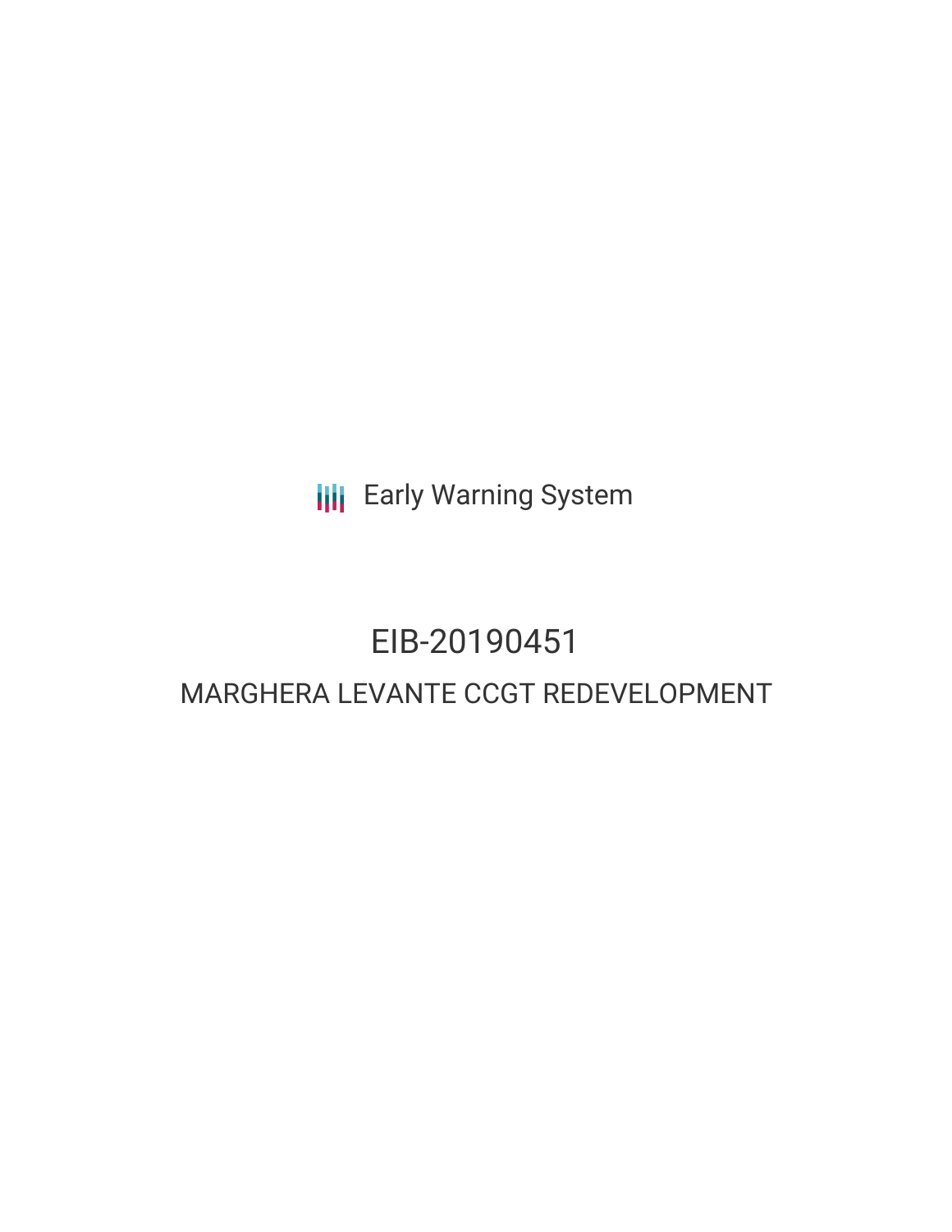Early Warning System

# EIB-20190451

## MARGHERA LEVANTE CCGT REDEVELOPMENT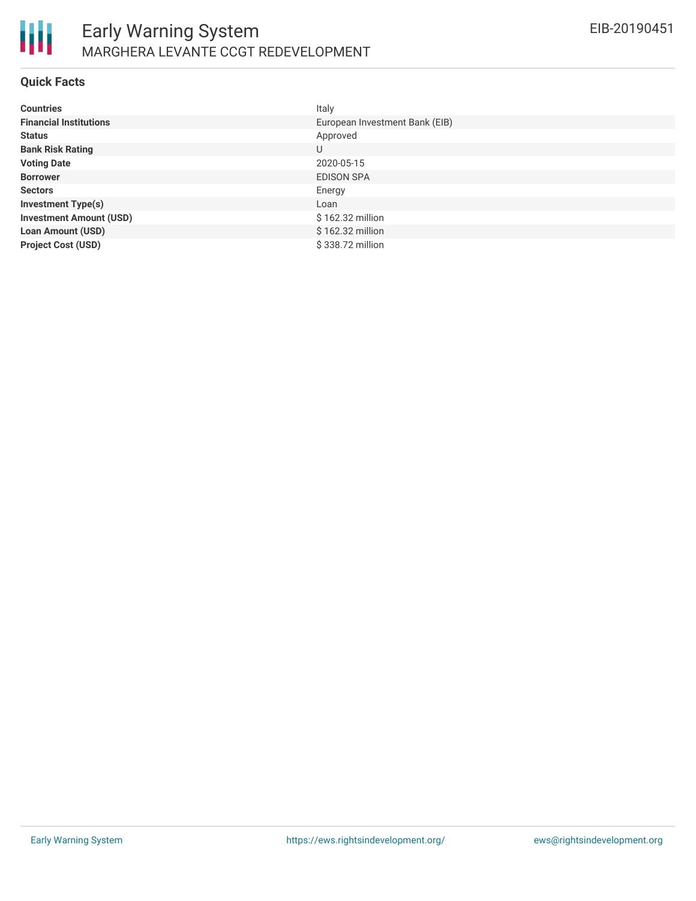## Quick Facts

| | |
|---|---|
| **Countries** | Italy |
| **Financial Institutions** | European Investment Bank (EIB) |
| **Status** | Approved |
| **Bank Risk Rating** | U |
| **Voting Date** | 2020-05-15 |
| **Borrower** | EDISON SPA |
| **Sectors** | Energy |
| **Investment Type(s)** | Loan |
| **Investment Amount (USD)** | $ 162.32 million |
| **Loan Amount (USD)** | $ 162.32 million |
| **Project Cost (USD)** | $ 338.72 million |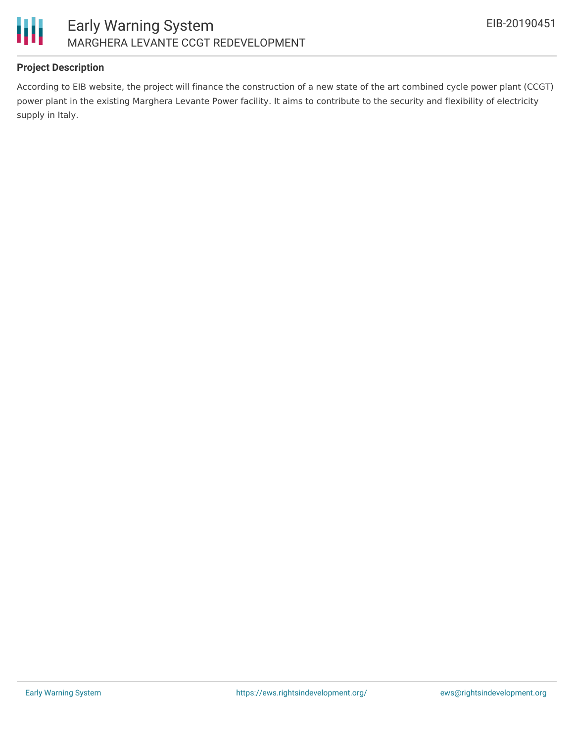### Project Description

According to EIB website, the project will finance the construction of a new state of the art combined cycle power plant (CCGT) power plant in the existing Marghera Levante Power facility. It aims to contribute to the security and flexibility of electricity supply in Italy.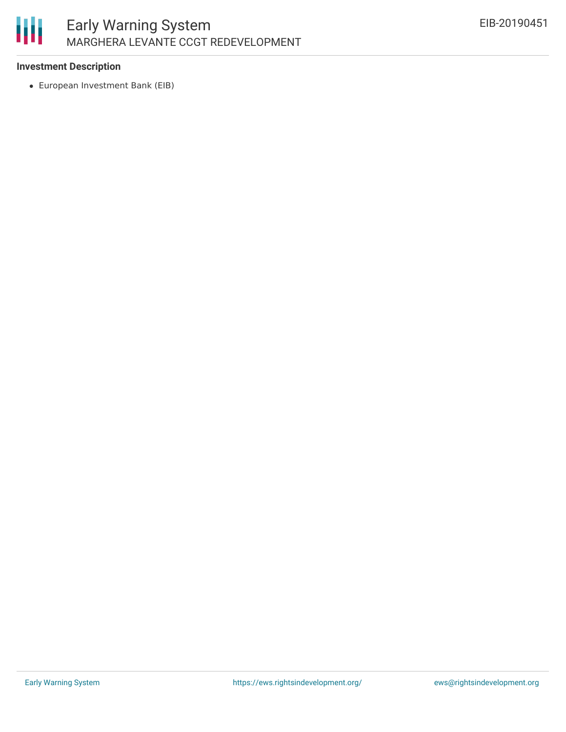**Investment Description**

- European Investment Bank (EIB)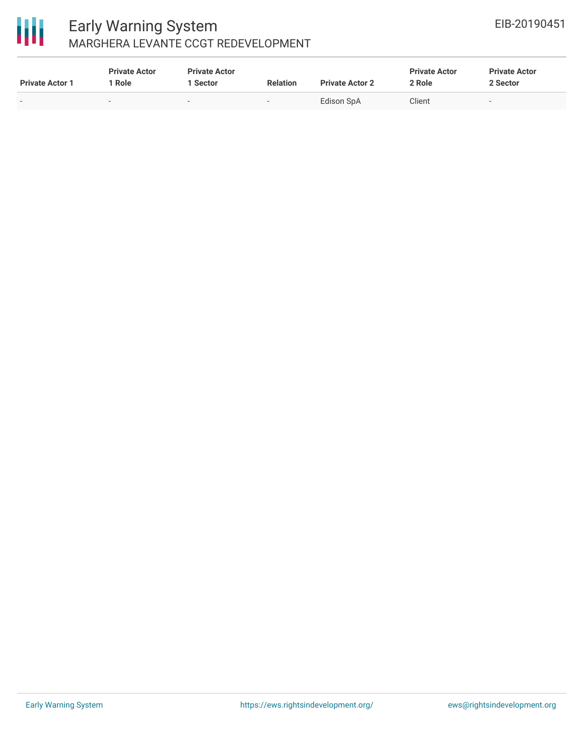| Private Actor 1 | Private Actor 1 Role | Private Actor 1 Sector | Relation | Private Actor 2 | Private Actor 2 Role | Private Actor 2 Sector |
|---|---|---|---|---|---|---|
| - | - | - | - | Edison SpA | Client | - |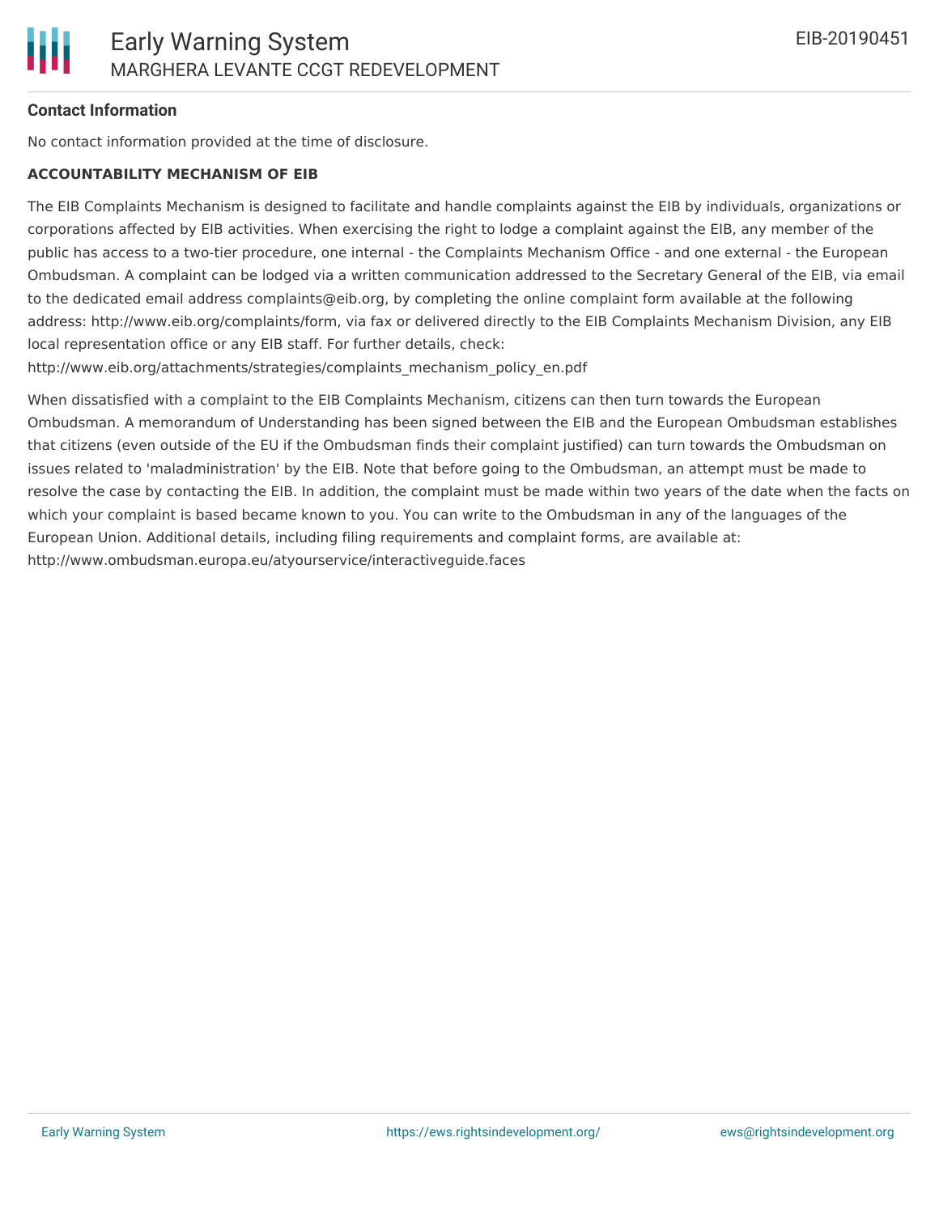**Contact Information**

No contact information provided at the time of disclosure.

**ACCOUNTABILITY MECHANISM OF EIB**

The EIB Complaints Mechanism is designed to facilitate and handle complaints against the EIB by individuals, organizations or corporations affected by EIB activities. When exercising the right to lodge a complaint against the EIB, any member of the public has access to a two-tier procedure, one internal - the Complaints Mechanism Office - and one external - the European Ombudsman. A complaint can be lodged via a written communication addressed to the Secretary General of the EIB, via email to the dedicated email address complaints@eib.org, by completing the online complaint form available at the following address: http://www.eib.org/complaints/form, via fax or delivered directly to the EIB Complaints Mechanism Division, any EIB local representation office or any EIB staff. For further details, check: http://www.eib.org/attachments/strategies/complaints_mechanism_policy_en.pdf

When dissatisfied with a complaint to the EIB Complaints Mechanism, citizens can then turn towards the European Ombudsman. A memorandum of Understanding has been signed between the EIB and the European Ombudsman establishes that citizens (even outside of the EU if the Ombudsman finds their complaint justified) can turn towards the Ombudsman on issues related to 'maladministration' by the EIB. Note that before going to the Ombudsman, an attempt must be made to resolve the case by contacting the EIB. In addition, the complaint must be made within two years of the date when the facts on which your complaint is based became known to you. You can write to the Ombudsman in any of the languages of the European Union. Additional details, including filing requirements and complaint forms, are available at: http://www.ombudsman.europa.eu/atyourservice/interactiveguide.faces